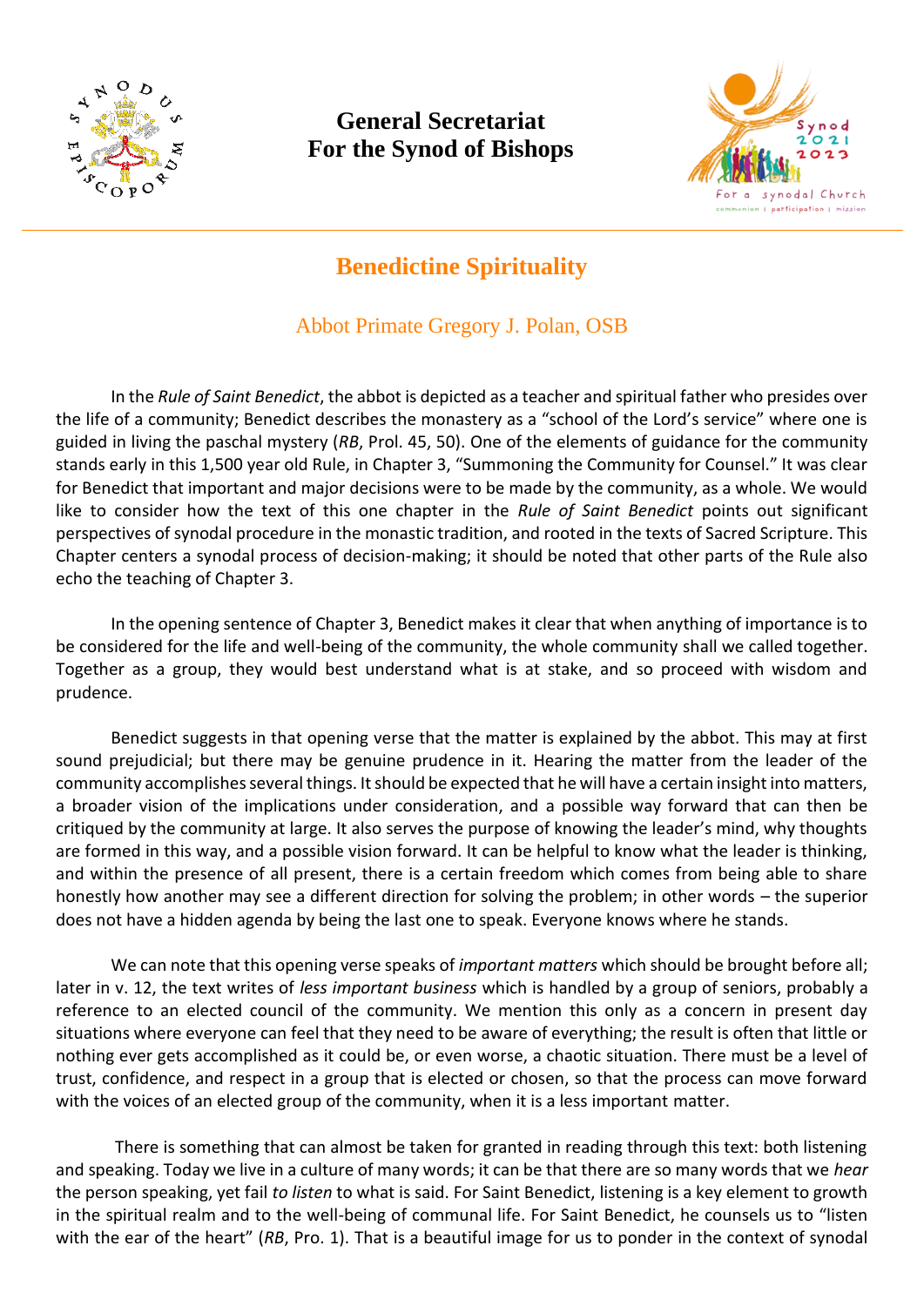**General Secretariat**
**For the Synod of Bishops**

# Benedictine Spirituality

## Abbot Primate Gregory J. Polan, OSB

In the *Rule of Saint Benedict*, the abbot is depicted as a teacher and spiritual father who presides over the life of a community; Benedict describes the monastery as a "school of the Lord's service" where one is guided in living the paschal mystery (*RB*, Prol. 45, 50). One of the elements of guidance for the community stands early in this 1,500 year old Rule, in Chapter 3, "Summoning the Community for Counsel." It was clear for Benedict that important and major decisions were to be made by the community, as a whole. We would like to consider how the text of this one chapter in the *Rule of Saint Benedict* points out significant perspectives of synodal procedure in the monastic tradition, and rooted in the texts of Sacred Scripture. This Chapter centers a synodal process of decision-making; it should be noted that other parts of the Rule also echo the teaching of Chapter 3.

In the opening sentence of Chapter 3, Benedict makes it clear that when anything of importance is to be considered for the life and well-being of the community, the whole community shall we called together. Together as a group, they would best understand what is at stake, and so proceed with wisdom and prudence.

Benedict suggests in that opening verse that the matter is explained by the abbot. This may at first sound prejudicial; but there may be genuine prudence in it. Hearing the matter from the leader of the community accomplishes several things. It should be expected that he will have a certain insight into matters, a broader vision of the implications under consideration, and a possible way forward that can then be critiqued by the community at large. It also serves the purpose of knowing the leader's mind, why thoughts are formed in this way, and a possible vision forward. It can be helpful to know what the leader is thinking, and within the presence of all present, there is a certain freedom which comes from being able to share honestly how another may see a different direction for solving the problem; in other words – the superior does not have a hidden agenda by being the last one to speak. Everyone knows where he stands.

We can note that this opening verse speaks of *important matters* which should be brought before all; later in v. 12, the text writes of *less important business* which is handled by a group of seniors, probably a reference to an elected council of the community. We mention this only as a concern in present day situations where everyone can feel that they need to be aware of everything; the result is often that little or nothing ever gets accomplished as it could be, or even worse, a chaotic situation. There must be a level of trust, confidence, and respect in a group that is elected or chosen, so that the process can move forward with the voices of an elected group of the community, when it is a less important matter.

There is something that can almost be taken for granted in reading through this text: both listening and speaking. Today we live in a culture of many words; it can be that there are so many words that we *hear* the person speaking, yet fail *to listen* to what is said. For Saint Benedict, listening is a key element to growth in the spiritual realm and to the well-being of communal life. For Saint Benedict, he counsels us to "listen with the ear of the heart" (*RB*, Pro. 1). That is a beautiful image for us to ponder in the context of synodal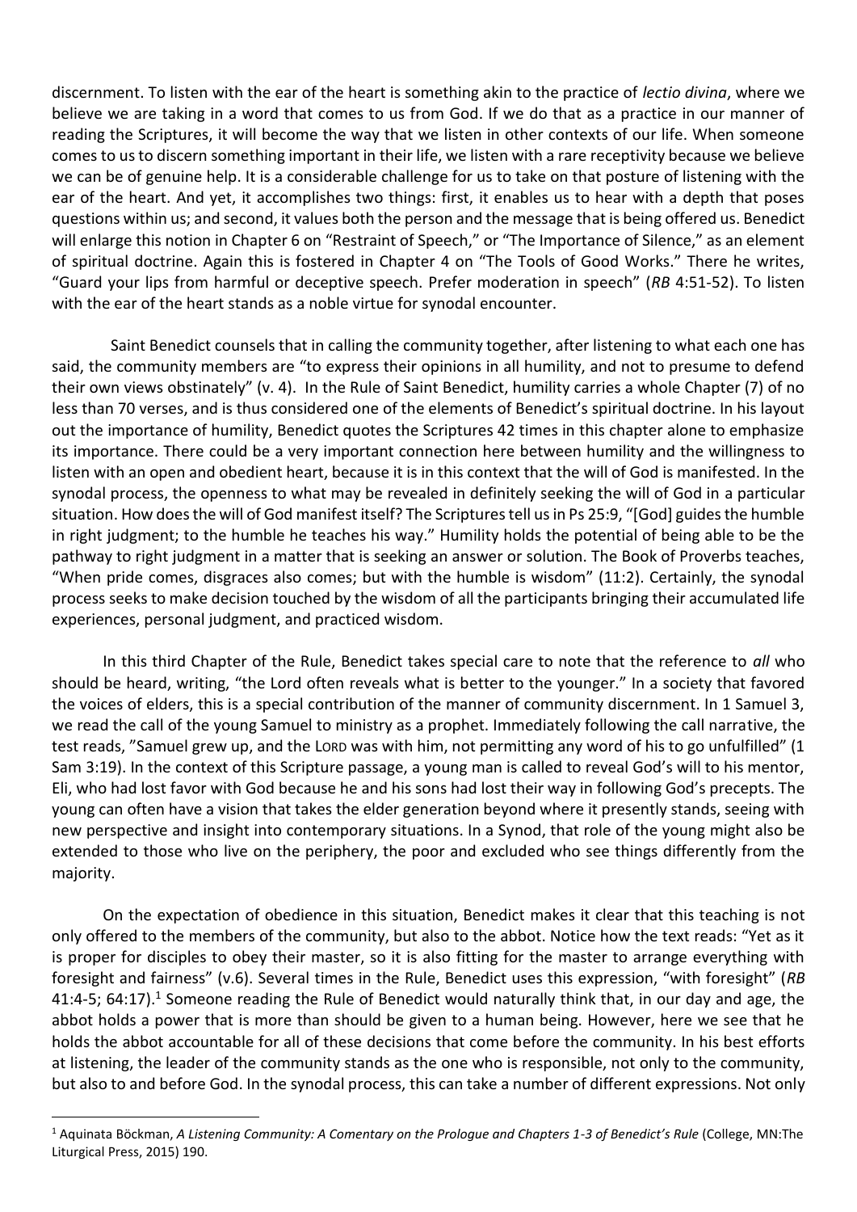discernment. To listen with the ear of the heart is something akin to the practice of *lectio divina*, where we believe we are taking in a word that comes to us from God. If we do that as a practice in our manner of reading the Scriptures, it will become the way that we listen in other contexts of our life. When someone comes to us to discern something important in their life, we listen with a rare receptivity because we believe we can be of genuine help. It is a considerable challenge for us to take on that posture of listening with the ear of the heart. And yet, it accomplishes two things: first, it enables us to hear with a depth that poses questions within us; and second, it values both the person and the message that is being offered us. Benedict will enlarge this notion in Chapter 6 on "Restraint of Speech," or "The Importance of Silence," as an element of spiritual doctrine. Again this is fostered in Chapter 4 on "The Tools of Good Works." There he writes, "Guard your lips from harmful or deceptive speech. Prefer moderation in speech" (*RB* 4:51-52). To listen with the ear of the heart stands as a noble virtue for synodal encounter.

Saint Benedict counsels that in calling the community together, after listening to what each one has said, the community members are "to express their opinions in all humility, and not to presume to defend their own views obstinately" (v. 4). In the Rule of Saint Benedict, humility carries a whole Chapter (7) of no less than 70 verses, and is thus considered one of the elements of Benedict's spiritual doctrine. In his layout out the importance of humility, Benedict quotes the Scriptures 42 times in this chapter alone to emphasize its importance. There could be a very important connection here between humility and the willingness to listen with an open and obedient heart, because it is in this context that the will of God is manifested. In the synodal process, the openness to what may be revealed in definitely seeking the will of God in a particular situation. How does the will of God manifest itself? The Scriptures tell us in Ps 25:9, "[God] guides the humble in right judgment; to the humble he teaches his way." Humility holds the potential of being able to be the pathway to right judgment in a matter that is seeking an answer or solution. The Book of Proverbs teaches, "When pride comes, disgraces also comes; but with the humble is wisdom" (11:2). Certainly, the synodal process seeks to make decision touched by the wisdom of all the participants bringing their accumulated life experiences, personal judgment, and practiced wisdom.

In this third Chapter of the Rule, Benedict takes special care to note that the reference to *all* who should be heard, writing, "the Lord often reveals what is better to the younger." In a society that favored the voices of elders, this is a special contribution of the manner of community discernment. In 1 Samuel 3, we read the call of the young Samuel to ministry as a prophet. Immediately following the call narrative, the test reads, "Samuel grew up, and the LORD was with him, not permitting any word of his to go unfulfilled" (1 Sam 3:19). In the context of this Scripture passage, a young man is called to reveal God's will to his mentor, Eli, who had lost favor with God because he and his sons had lost their way in following God's precepts. The young can often have a vision that takes the elder generation beyond where it presently stands, seeing with new perspective and insight into contemporary situations. In a Synod, that role of the young might also be extended to those who live on the periphery, the poor and excluded who see things differently from the majority.

On the expectation of obedience in this situation, Benedict makes it clear that this teaching is not only offered to the members of the community, but also to the abbot. Notice how the text reads: "Yet as it is proper for disciples to obey their master, so it is also fitting for the master to arrange everything with foresight and fairness" (v.6). Several times in the Rule, Benedict uses this expression, "with foresight" (*RB* 41:4-5; 64:17).[1] Someone reading the Rule of Benedict would naturally think that, in our day and age, the abbot holds a power that is more than should be given to a human being. However, here we see that he holds the abbot accountable for all of these decisions that come before the community. In his best efforts at listening, the leader of the community stands as the one who is responsible, not only to the community, but also to and before God. In the synodal process, this can take a number of different expressions. Not only

---

[1] Aquinata Böckman, *A Listening Community: A Comentary on the Prologue and Chapters 1-3 of Benedict's Rule* (College, MN:The Liturgical Press, 2015) 190.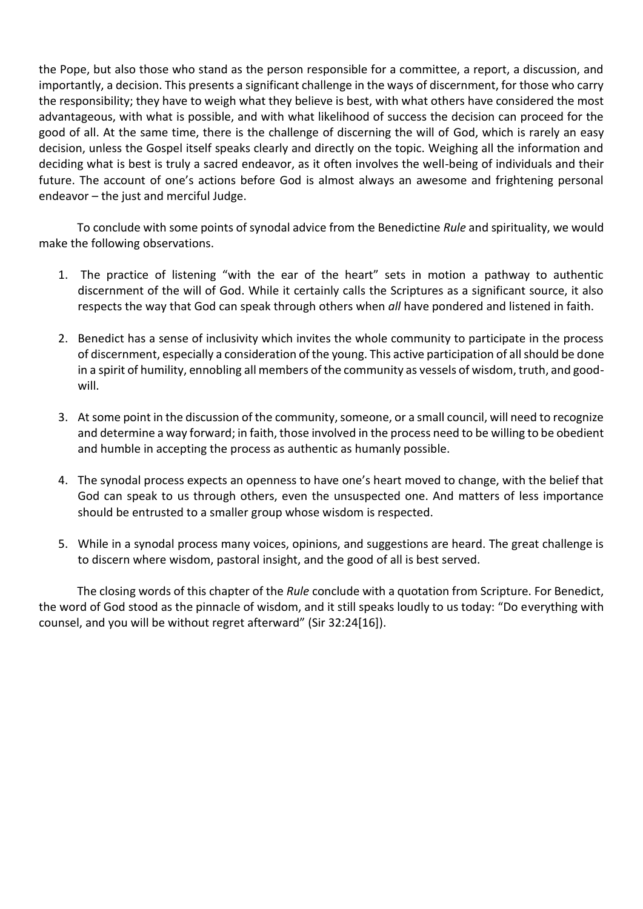the Pope, but also those who stand as the person responsible for a committee, a report, a discussion, and importantly, a decision. This presents a significant challenge in the ways of discernment, for those who carry the responsibility; they have to weigh what they believe is best, with what others have considered the most advantageous, with what is possible, and with what likelihood of success the decision can proceed for the good of all. At the same time, there is the challenge of discerning the will of God, which is rarely an easy decision, unless the Gospel itself speaks clearly and directly on the topic. Weighing all the information and deciding what is best is truly a sacred endeavor, as it often involves the well-being of individuals and their future. The account of one's actions before God is almost always an awesome and frightening personal endeavor – the just and merciful Judge.

To conclude with some points of synodal advice from the Benedictine *Rule* and spirituality, we would make the following observations.

1. The practice of listening "with the ear of the heart" sets in motion a pathway to authentic discernment of the will of God. While it certainly calls the Scriptures as a significant source, it also respects the way that God can speak through others when *all* have pondered and listened in faith.

2. Benedict has a sense of inclusivity which invites the whole community to participate in the process of discernment, especially a consideration of the young. This active participation of all should be done in a spirit of humility, ennobling all members of the community as vessels of wisdom, truth, and good-will.

3. At some point in the discussion of the community, someone, or a small council, will need to recognize and determine a way forward; in faith, those involved in the process need to be willing to be obedient and humble in accepting the process as authentic as humanly possible.

4. The synodal process expects an openness to have one's heart moved to change, with the belief that God can speak to us through others, even the unsuspected one. And matters of less importance should be entrusted to a smaller group whose wisdom is respected.

5. While in a synodal process many voices, opinions, and suggestions are heard. The great challenge is to discern where wisdom, pastoral insight, and the good of all is best served.

The closing words of this chapter of the *Rule* conclude with a quotation from Scripture. For Benedict, the word of God stood as the pinnacle of wisdom, and it still speaks loudly to us today: "Do everything with counsel, and you will be without regret afterward" (Sir 32:24[16]).